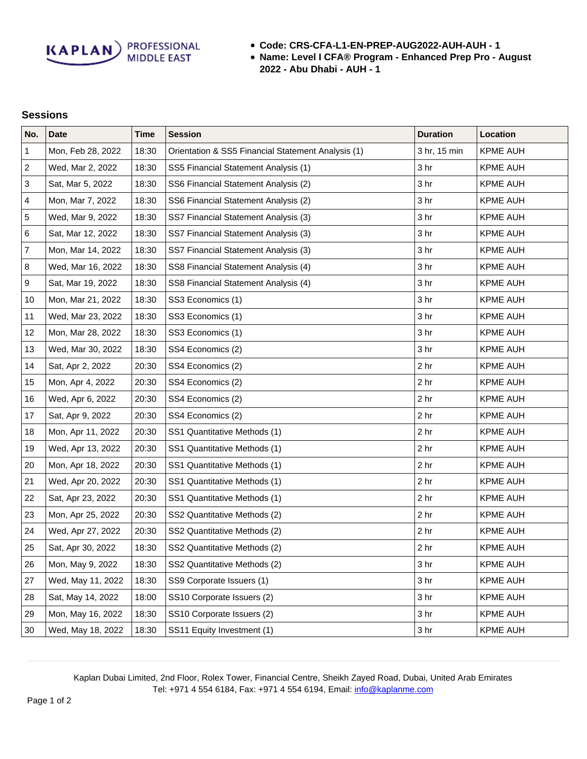KAPLAN PROFESSIONAL MIDDLE EAST

- **Code: CRS-CFA-L1-EN-PREP-AUG2022-AUH-AUH - 1**
- **Name: Level I CFA® Program - Enhanced Prep Pro - August 2022 - Abu Dhabi - AUH - 1**

## Sessions

| No. | Date | Time | Session | Duration | Location |
|---|---|---|---|---|---|
| 1 | Mon, Feb 28, 2022 | 18:30 | Orientation & SS5 Financial Statement Analysis (1) | 3 hr, 15 min | KPME AUH |
| 2 | Wed, Mar 2, 2022 | 18:30 | SS5 Financial Statement Analysis (1) | 3 hr | KPME AUH |
| 3 | Sat, Mar 5, 2022 | 18:30 | SS6 Financial Statement Analysis (2) | 3 hr | KPME AUH |
| 4 | Mon, Mar 7, 2022 | 18:30 | SS6 Financial Statement Analysis (2) | 3 hr | KPME AUH |
| 5 | Wed, Mar 9, 2022 | 18:30 | SS7 Financial Statement Analysis (3) | 3 hr | KPME AUH |
| 6 | Sat, Mar 12, 2022 | 18:30 | SS7 Financial Statement Analysis (3) | 3 hr | KPME AUH |
| 7 | Mon, Mar 14, 2022 | 18:30 | SS7 Financial Statement Analysis (3) | 3 hr | KPME AUH |
| 8 | Wed, Mar 16, 2022 | 18:30 | SS8 Financial Statement Analysis (4) | 3 hr | KPME AUH |
| 9 | Sat, Mar 19, 2022 | 18:30 | SS8 Financial Statement Analysis (4) | 3 hr | KPME AUH |
| 10 | Mon, Mar 21, 2022 | 18:30 | SS3 Economics (1) | 3 hr | KPME AUH |
| 11 | Wed, Mar 23, 2022 | 18:30 | SS3 Economics (1) | 3 hr | KPME AUH |
| 12 | Mon, Mar 28, 2022 | 18:30 | SS3 Economics (1) | 3 hr | KPME AUH |
| 13 | Wed, Mar 30, 2022 | 18:30 | SS4 Economics (2) | 3 hr | KPME AUH |
| 14 | Sat, Apr 2, 2022 | 20:30 | SS4 Economics (2) | 2 hr | KPME AUH |
| 15 | Mon, Apr 4, 2022 | 20:30 | SS4 Economics (2) | 2 hr | KPME AUH |
| 16 | Wed, Apr 6, 2022 | 20:30 | SS4 Economics (2) | 2 hr | KPME AUH |
| 17 | Sat, Apr 9, 2022 | 20:30 | SS4 Economics (2) | 2 hr | KPME AUH |
| 18 | Mon, Apr 11, 2022 | 20:30 | SS1 Quantitative Methods (1) | 2 hr | KPME AUH |
| 19 | Wed, Apr 13, 2022 | 20:30 | SS1 Quantitative Methods (1) | 2 hr | KPME AUH |
| 20 | Mon, Apr 18, 2022 | 20:30 | SS1 Quantitative Methods (1) | 2 hr | KPME AUH |
| 21 | Wed, Apr 20, 2022 | 20:30 | SS1 Quantitative Methods (1) | 2 hr | KPME AUH |
| 22 | Sat, Apr 23, 2022 | 20:30 | SS1 Quantitative Methods (1) | 2 hr | KPME AUH |
| 23 | Mon, Apr 25, 2022 | 20:30 | SS2 Quantitative Methods (2) | 2 hr | KPME AUH |
| 24 | Wed, Apr 27, 2022 | 20:30 | SS2 Quantitative Methods (2) | 2 hr | KPME AUH |
| 25 | Sat, Apr 30, 2022 | 18:30 | SS2 Quantitative Methods (2) | 2 hr | KPME AUH |
| 26 | Mon, May 9, 2022 | 18:30 | SS2 Quantitative Methods (2) | 3 hr | KPME AUH |
| 27 | Wed, May 11, 2022 | 18:30 | SS9 Corporate Issuers (1) | 3 hr | KPME AUH |
| 28 | Sat, May 14, 2022 | 18:00 | SS10 Corporate Issuers (2) | 3 hr | KPME AUH |
| 29 | Mon, May 16, 2022 | 18:30 | SS10 Corporate Issuers (2) | 3 hr | KPME AUH |
| 30 | Wed, May 18, 2022 | 18:30 | SS11 Equity Investment (1) | 3 hr | KPME AUH |

Kaplan Dubai Limited, 2nd Floor, Rolex Tower, Financial Centre, Sheikh Zayed Road, Dubai, United Arab Emirates
Tel: +971 4 554 6184, Fax: +971 4 554 6194, Email: info@kaplanme.com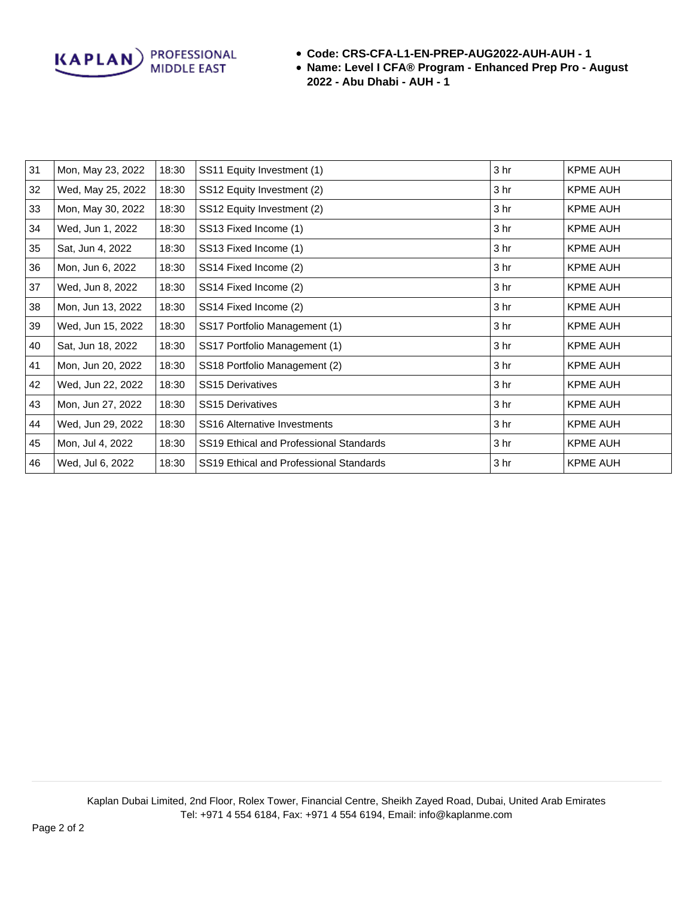- **Code: CRS-CFA-L1-EN-PREP-AUG2022-AUH-AUH - 1**
- **Name: Level I CFA® Program - Enhanced Prep Pro - August 2022 - Abu Dhabi - AUH - 1**

| | | | | | |
|---|---|---|---|---|---|
| 31 | Mon, May 23, 2022 | 18:30 | SS11 Equity Investment (1) | 3 hr | KPME AUH |
| 32 | Wed, May 25, 2022 | 18:30 | SS12 Equity Investment (2) | 3 hr | KPME AUH |
| 33 | Mon, May 30, 2022 | 18:30 | SS12 Equity Investment (2) | 3 hr | KPME AUH |
| 34 | Wed, Jun 1, 2022 | 18:30 | SS13 Fixed Income (1) | 3 hr | KPME AUH |
| 35 | Sat, Jun 4, 2022 | 18:30 | SS13 Fixed Income (1) | 3 hr | KPME AUH |
| 36 | Mon, Jun 6, 2022 | 18:30 | SS14 Fixed Income (2) | 3 hr | KPME AUH |
| 37 | Wed, Jun 8, 2022 | 18:30 | SS14 Fixed Income (2) | 3 hr | KPME AUH |
| 38 | Mon, Jun 13, 2022 | 18:30 | SS14 Fixed Income (2) | 3 hr | KPME AUH |
| 39 | Wed, Jun 15, 2022 | 18:30 | SS17 Portfolio Management (1) | 3 hr | KPME AUH |
| 40 | Sat, Jun 18, 2022 | 18:30 | SS17 Portfolio Management (1) | 3 hr | KPME AUH |
| 41 | Mon, Jun 20, 2022 | 18:30 | SS18 Portfolio Management (2) | 3 hr | KPME AUH |
| 42 | Wed, Jun 22, 2022 | 18:30 | SS15 Derivatives | 3 hr | KPME AUH |
| 43 | Mon, Jun 27, 2022 | 18:30 | SS15 Derivatives | 3 hr | KPME AUH |
| 44 | Wed, Jun 29, 2022 | 18:30 | SS16 Alternative Investments | 3 hr | KPME AUH |
| 45 | Mon, Jul 4, 2022 | 18:30 | SS19 Ethical and Professional Standards | 3 hr | KPME AUH |
| 46 | Wed, Jul 6, 2022 | 18:30 | SS19 Ethical and Professional Standards | 3 hr | KPME AUH |